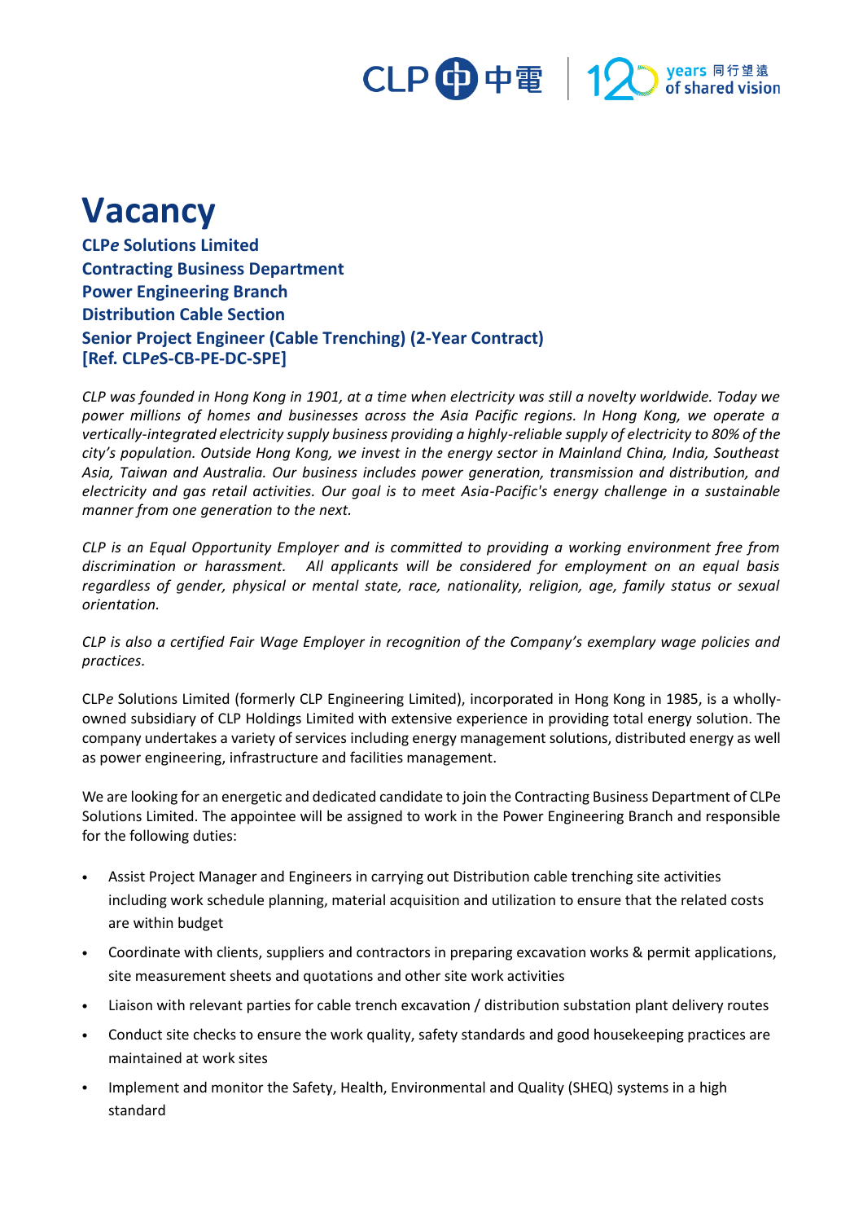# Vacancy

**CLP*e* Solutions Limited**
**Contracting Business Department**
**Power Engineering Branch**
**Distribution Cable Section**
**Senior Project Engineer (Cable Trenching) (2-Year Contract)**
**[Ref. CLP*e*S-CB-PE-DC-SPE]**

*CLP was founded in Hong Kong in 1901, at a time when electricity was still a novelty worldwide. Today we power millions of homes and businesses across the Asia Pacific regions. In Hong Kong, we operate a vertically-integrated electricity supply business providing a highly-reliable supply of electricity to 80% of the city's population. Outside Hong Kong, we invest in the energy sector in Mainland China, India, Southeast Asia, Taiwan and Australia. Our business includes power generation, transmission and distribution, and electricity and gas retail activities. Our goal is to meet Asia-Pacific's energy challenge in a sustainable manner from one generation to the next.*

*CLP is an Equal Opportunity Employer and is committed to providing a working environment free from discrimination or harassment. All applicants will be considered for employment on an equal basis regardless of gender, physical or mental state, race, nationality, religion, age, family status or sexual orientation.*

*CLP is also a certified Fair Wage Employer in recognition of the Company's exemplary wage policies and practices.*

CLP*e* Solutions Limited (formerly CLP Engineering Limited), incorporated in Hong Kong in 1985, is a wholly-owned subsidiary of CLP Holdings Limited with extensive experience in providing total energy solution. The company undertakes a variety of services including energy management solutions, distributed energy as well as power engineering, infrastructure and facilities management.

We are looking for an energetic and dedicated candidate to join the Contracting Business Department of CLPe Solutions Limited. The appointee will be assigned to work in the Power Engineering Branch and responsible for the following duties:

- Assist Project Manager and Engineers in carrying out Distribution cable trenching site activities including work schedule planning, material acquisition and utilization to ensure that the related costs are within budget
- Coordinate with clients, suppliers and contractors in preparing excavation works & permit applications, site measurement sheets and quotations and other site work activities
- Liaison with relevant parties for cable trench excavation / distribution substation plant delivery routes
- Conduct site checks to ensure the work quality, safety standards and good housekeeping practices are maintained at work sites
- Implement and monitor the Safety, Health, Environmental and Quality (SHEQ) systems in a high standard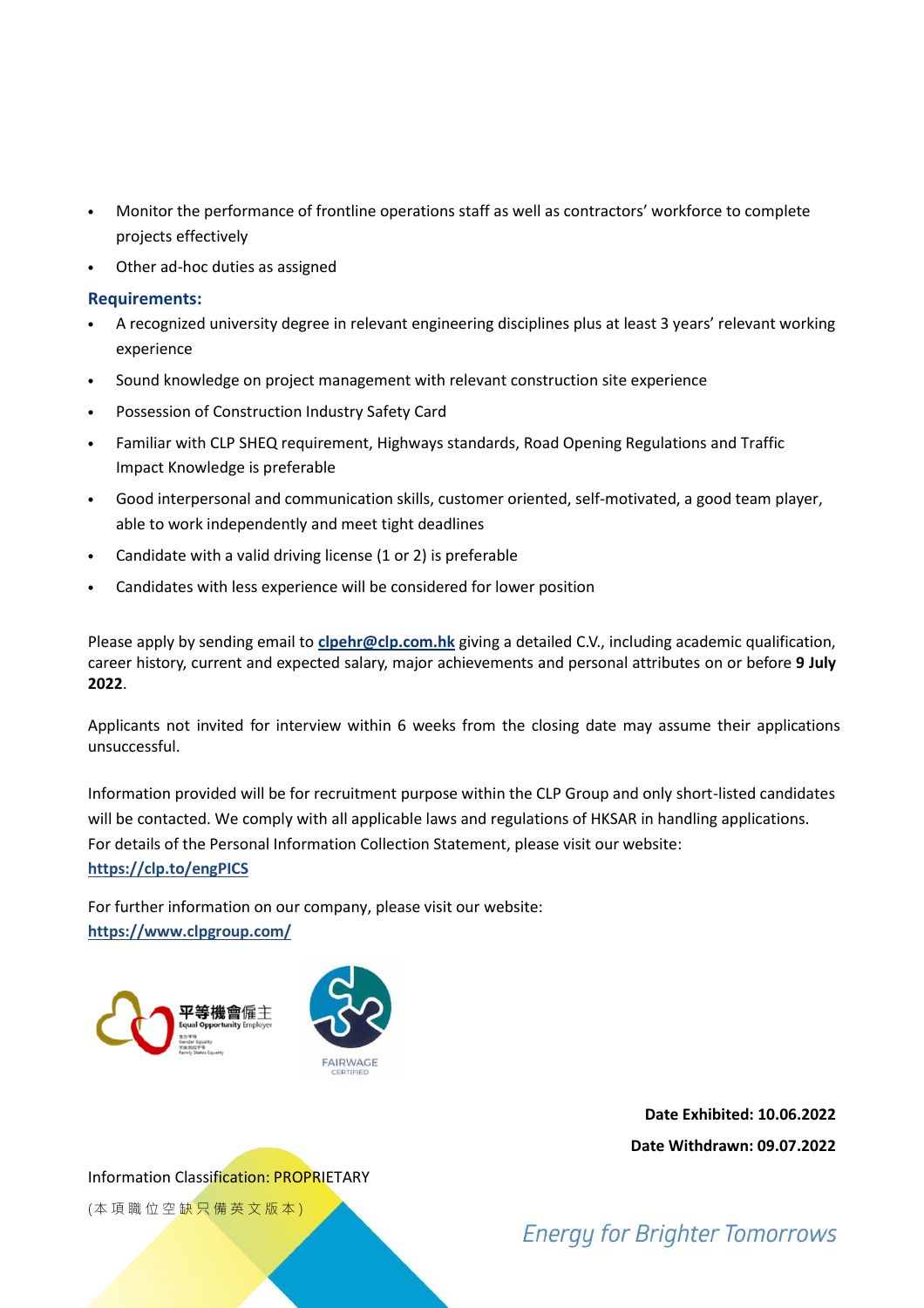- Monitor the performance of frontline operations staff as well as contractors' workforce to complete projects effectively
- Other ad-hoc duties as assigned

**Requirements:**

- A recognized university degree in relevant engineering disciplines plus at least 3 years' relevant working experience
- Sound knowledge on project management with relevant construction site experience
- Possession of Construction Industry Safety Card
- Familiar with CLP SHEQ requirement, Highways standards, Road Opening Regulations and Traffic Impact Knowledge is preferable
- Good interpersonal and communication skills, customer oriented, self-motivated, a good team player, able to work independently and meet tight deadlines
- Candidate with a valid driving license (1 or 2) is preferable
- Candidates with less experience will be considered for lower position

Please apply by sending email to **clpehr@clp.com.hk** giving a detailed C.V., including academic qualification, career history, current and expected salary, major achievements and personal attributes on or before **9 July 2022**.

Applicants not invited for interview within 6 weeks from the closing date may assume their applications unsuccessful.

Information provided will be for recruitment purpose within the CLP Group and only short-listed candidates will be contacted. We comply with all applicable laws and regulations of HKSAR in handling applications. For details of the Personal Information Collection Statement, please visit our website: **https://clp.to/engPICS**

For further information on our company, please visit our website: **https://www.clpgroup.com/**

平等機會僱主 Equal Opportunity Employer

FAIRWAGE CERTIFIED

**Date Exhibited: 10.06.2022**

**Date Withdrawn: 09.07.2022**

Information Classification: PROPRIETARY

(本項職位空缺只備英文版本)

*Energy for Brighter Tomorrows*